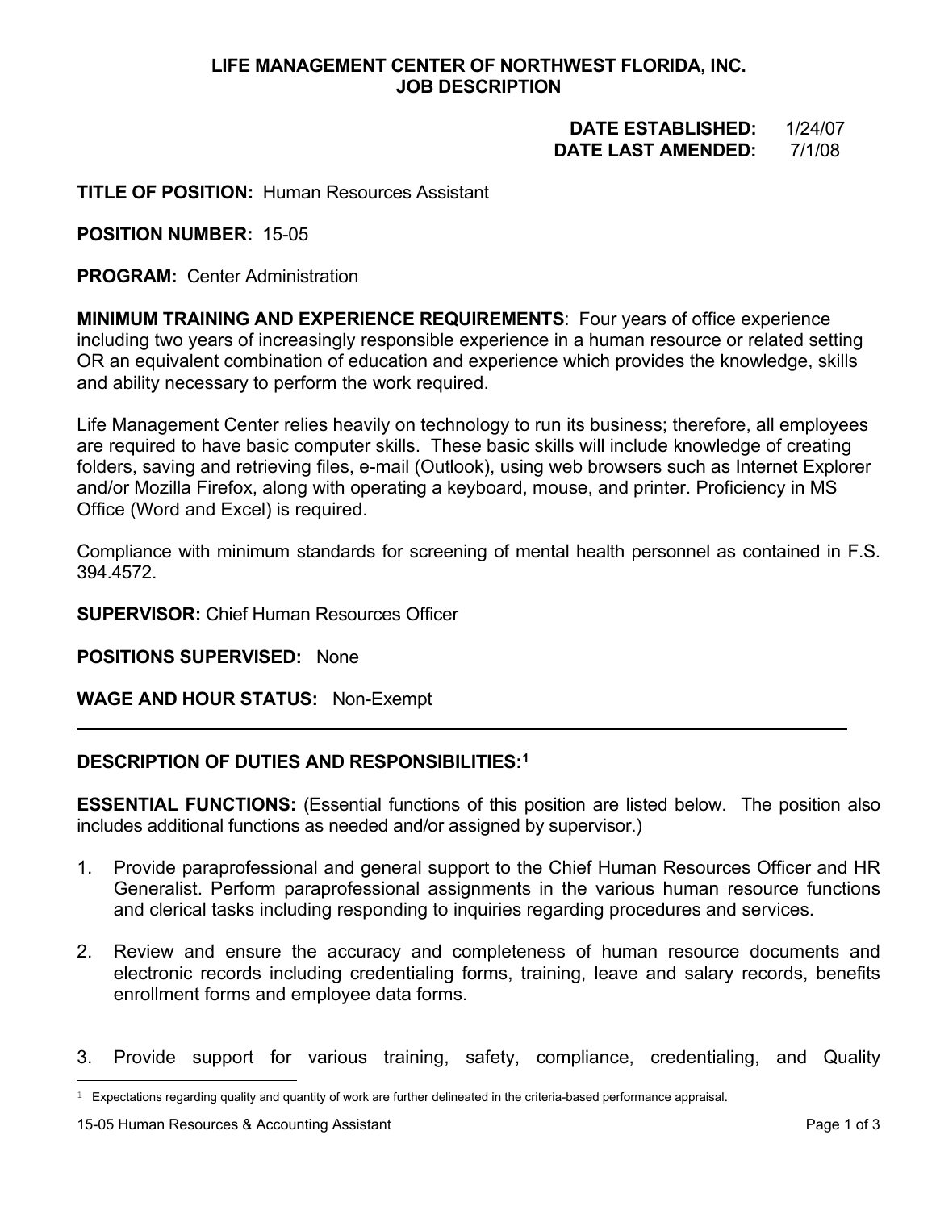**LIFE MANAGEMENT CENTER OF NORTHWEST FLORIDA, INC.**
**JOB DESCRIPTION**

**DATE ESTABLISHED:** 1/24/07
**DATE LAST AMENDED:** 7/1/08

**TITLE OF POSITION:** Human Resources Assistant

**POSITION NUMBER:** 15-05

**PROGRAM:** Center Administration

**MINIMUM TRAINING AND EXPERIENCE REQUIREMENTS**: Four years of office experience including two years of increasingly responsible experience in a human resource or related setting OR an equivalent combination of education and experience which provides the knowledge, skills and ability necessary to perform the work required.

Life Management Center relies heavily on technology to run its business; therefore, all employees are required to have basic computer skills. These basic skills will include knowledge of creating folders, saving and retrieving files, e-mail (Outlook), using web browsers such as Internet Explorer and/or Mozilla Firefox, along with operating a keyboard, mouse, and printer. Proficiency in MS Office (Word and Excel) is required.

Compliance with minimum standards for screening of mental health personnel as contained in F.S. 394.4572.

**SUPERVISOR:** Chief Human Resources Officer

**POSITIONS SUPERVISED:** None

**WAGE AND HOUR STATUS:** Non-Exempt

---

**DESCRIPTION OF DUTIES AND RESPONSIBILITIES:**[1]

**ESSENTIAL FUNCTIONS:** (Essential functions of this position are listed below. The position also includes additional functions as needed and/or assigned by supervisor.)

1. Provide paraprofessional and general support to the Chief Human Resources Officer and HR Generalist. Perform paraprofessional assignments in the various human resource functions and clerical tasks including responding to inquiries regarding procedures and services.

2. Review and ensure the accuracy and completeness of human resource documents and electronic records including credentialing forms, training, leave and salary records, benefits enrollment forms and employee data forms.

3. Provide support for various training, safety, compliance, credentialing, and Quality

[1] Expectations regarding quality and quantity of work are further delineated in the criteria-based performance appraisal.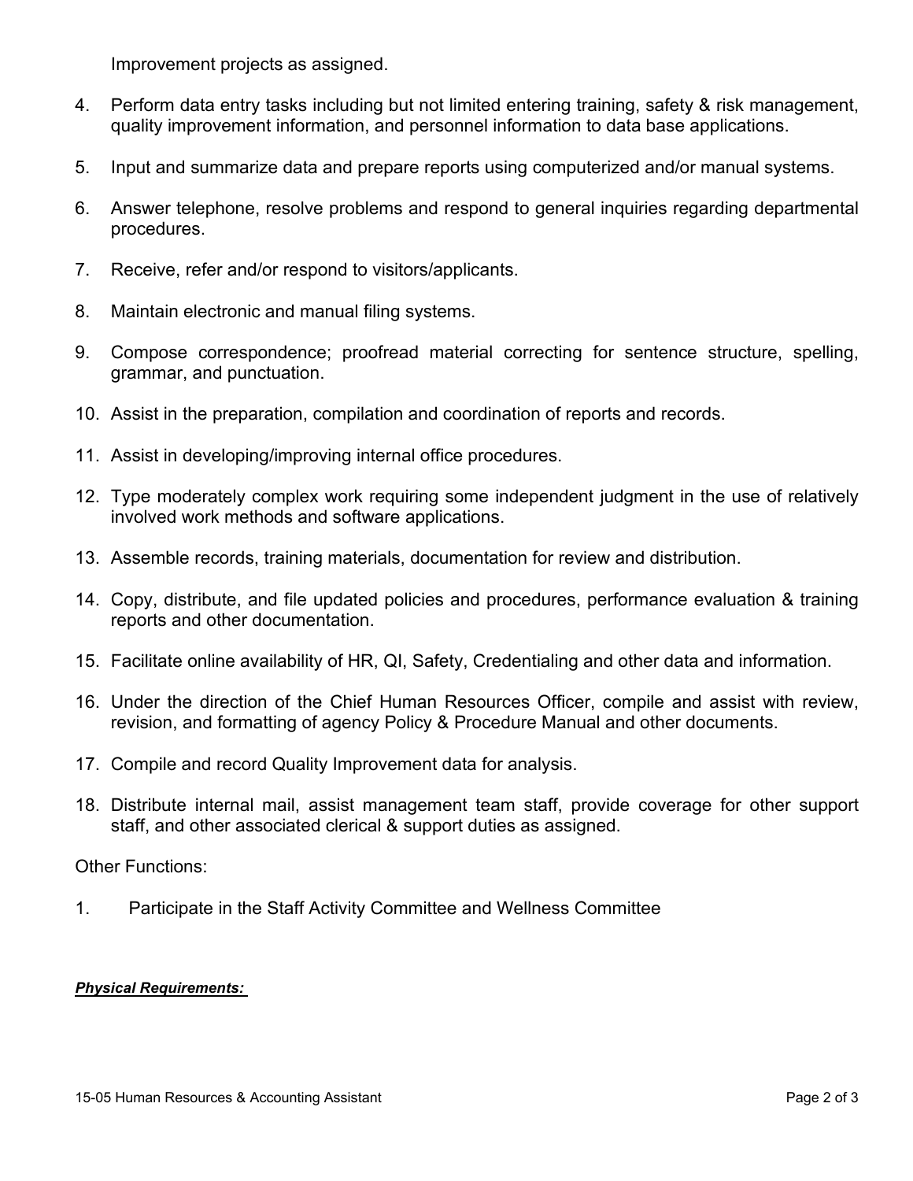Improvement projects as assigned.

4. Perform data entry tasks including but not limited entering training, safety & risk management, quality improvement information, and personnel information to data base applications.
5. Input and summarize data and prepare reports using computerized and/or manual systems.
6. Answer telephone, resolve problems and respond to general inquiries regarding departmental procedures.
7. Receive, refer and/or respond to visitors/applicants.
8. Maintain electronic and manual filing systems.
9. Compose correspondence; proofread material correcting for sentence structure, spelling, grammar, and punctuation.
10. Assist in the preparation, compilation and coordination of reports and records.
11. Assist in developing/improving internal office procedures.
12. Type moderately complex work requiring some independent judgment in the use of relatively involved work methods and software applications.
13. Assemble records, training materials, documentation for review and distribution.
14. Copy, distribute, and file updated policies and procedures, performance evaluation & training reports and other documentation.
15. Facilitate online availability of HR, QI, Safety, Credentialing and other data and information.
16. Under the direction of the Chief Human Resources Officer, compile and assist with review, revision, and formatting of agency Policy & Procedure Manual and other documents.
17. Compile and record Quality Improvement data for analysis.
18. Distribute internal mail, assist management team staff, provide coverage for other support staff, and other associated clerical & support duties as assigned.

Other Functions:

1. Participate in the Staff Activity Committee and Wellness Committee

***Physical Requirements:***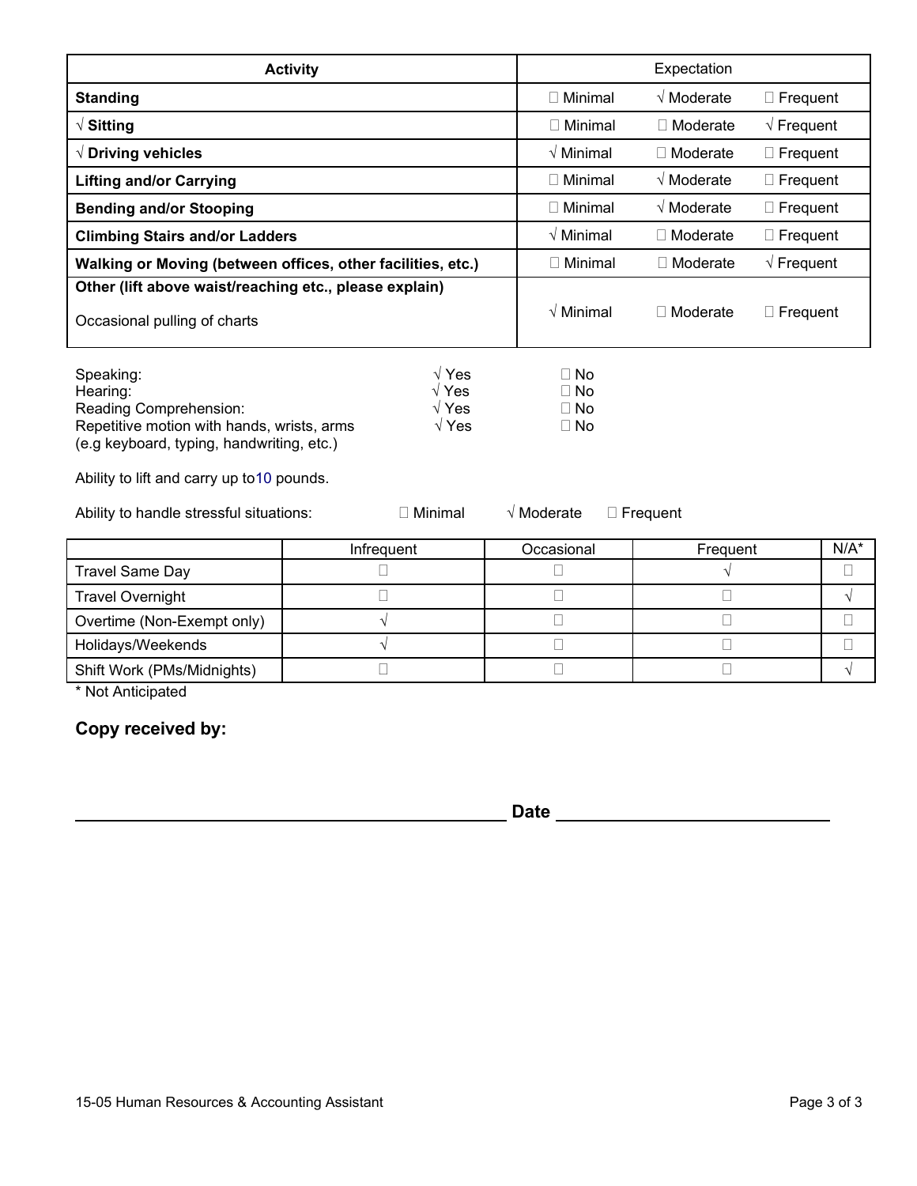| Activity | Expectation | | |
|---|---|---|---|
| **Standing** | ☐ Minimal | √ Moderate | ☐ Frequent |
| √ **Sitting** | ☐ Minimal | ☐ Moderate | √ Frequent |
| √ **Driving vehicles** | √ Minimal | ☐ Moderate | ☐ Frequent |
| **Lifting and/or Carrying** | ☐ Minimal | √ Moderate | ☐ Frequent |
| **Bending and/or Stooping** | ☐ Minimal | √ Moderate | ☐ Frequent |
| **Climbing Stairs and/or Ladders** | √ Minimal | ☐ Moderate | ☐ Frequent |
| **Walking or Moving (between offices, other facilities, etc.)** | ☐ Minimal | ☐ Moderate | √ Frequent |
| **Other (lift above waist/reaching etc., please explain)** Occasional pulling of charts | √ Minimal | ☐ Moderate | ☐ Frequent |

| | | |
|---|---|---|
| Speaking: | √ Yes | ☐ No |
| Hearing: | √ Yes | ☐ No |
| Reading Comprehension: | √ Yes | ☐ No |
| Repetitive motion with hands, wrists, arms (e.g keyboard, typing, handwriting, etc.) | √ Yes | ☐ No |

Ability to lift and carry up to10 pounds.

Ability to handle stressful situations: ☐ Minimal √ Moderate ☐ Frequent

| | Infrequent | Occasional | Frequent | N/A* |
|---|---|---|---|---|
| Travel Same Day | ☐ | ☐ | √ | ☐ |
| Travel Overnight | ☐ | ☐ | ☐ | √ |
| Overtime (Non-Exempt only) | √ | ☐ | ☐ | ☐ |
| Holidays/Weekends | √ | ☐ | ☐ | ☐ |
| Shift Work (PMs/Midnights) | ☐ | ☐ | ☐ | √ |

\* Not Anticipated

**Copy received by:**

______________________________________________ **Date** ____________________________

15-05 Human Resources & Accounting Assistant